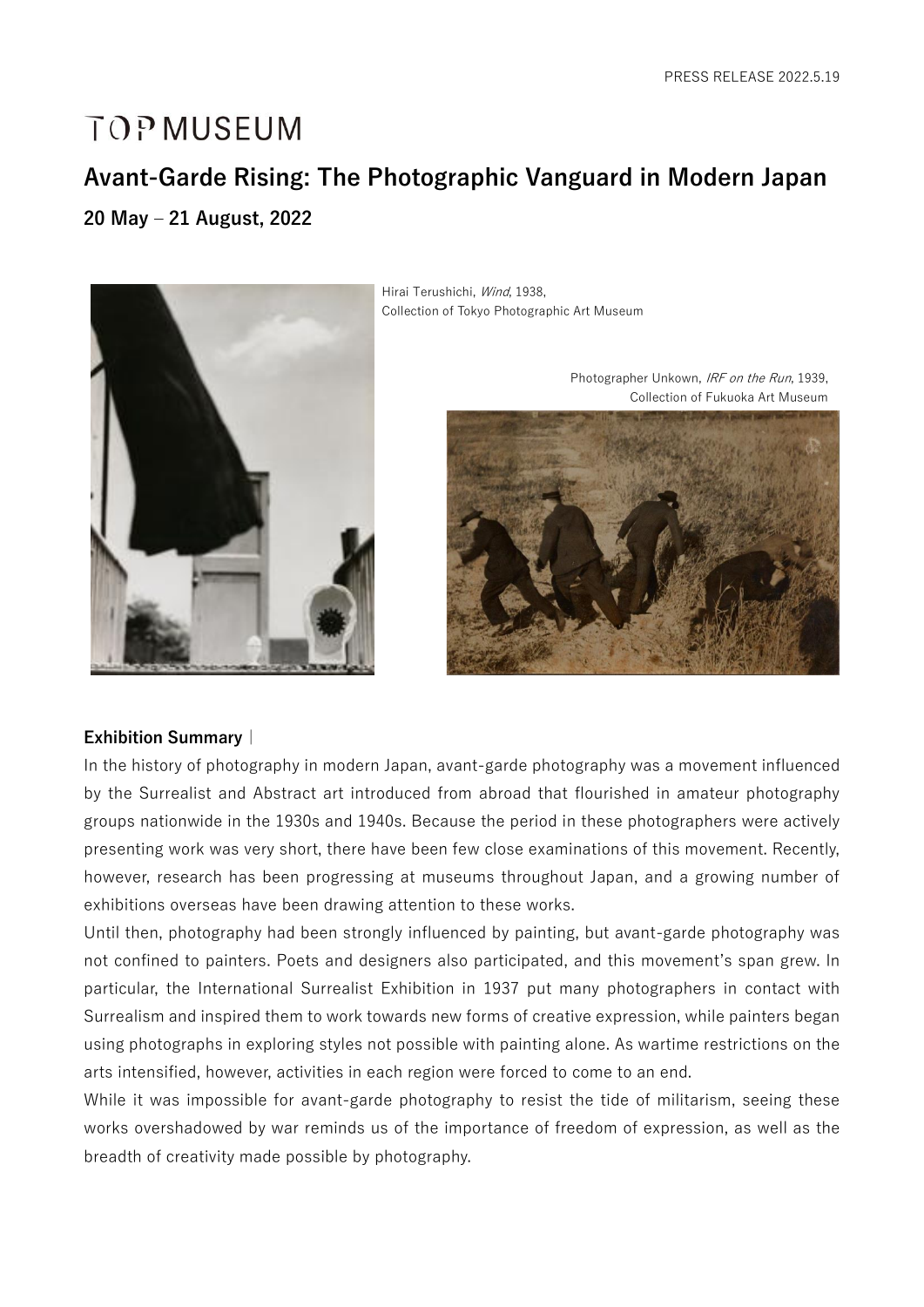PRESS RELEASE 2022.5.19

TOP MUSEUM

# Avant-Garde Rising: The Photographic Vanguard in Modern Japan

**20 May – 21 August, 2022**

Hirai Terushichi, *Wind*, 1938,
Collection of Tokyo Photographic Art Museum

Photographer Unkown, *IRF on the Run*, 1939,
Collection of Fukuoka Art Museum

**Exhibition Summary** |

In the history of photography in modern Japan, avant-garde photography was a movement influenced by the Surrealist and Abstract art introduced from abroad that flourished in amateur photography groups nationwide in the 1930s and 1940s. Because the period in these photographers were actively presenting work was very short, there have been few close examinations of this movement. Recently, however, research has been progressing at museums throughout Japan, and a growing number of exhibitions overseas have been drawing attention to these works.

Until then, photography had been strongly influenced by painting, but avant-garde photography was not confined to painters. Poets and designers also participated, and this movement's span grew. In particular, the International Surrealist Exhibition in 1937 put many photographers in contact with Surrealism and inspired them to work towards new forms of creative expression, while painters began using photographs in exploring styles not possible with painting alone. As wartime restrictions on the arts intensified, however, activities in each region were forced to come to an end.

While it was impossible for avant-garde photography to resist the tide of militarism, seeing these works overshadowed by war reminds us of the importance of freedom of expression, as well as the breadth of creativity made possible by photography.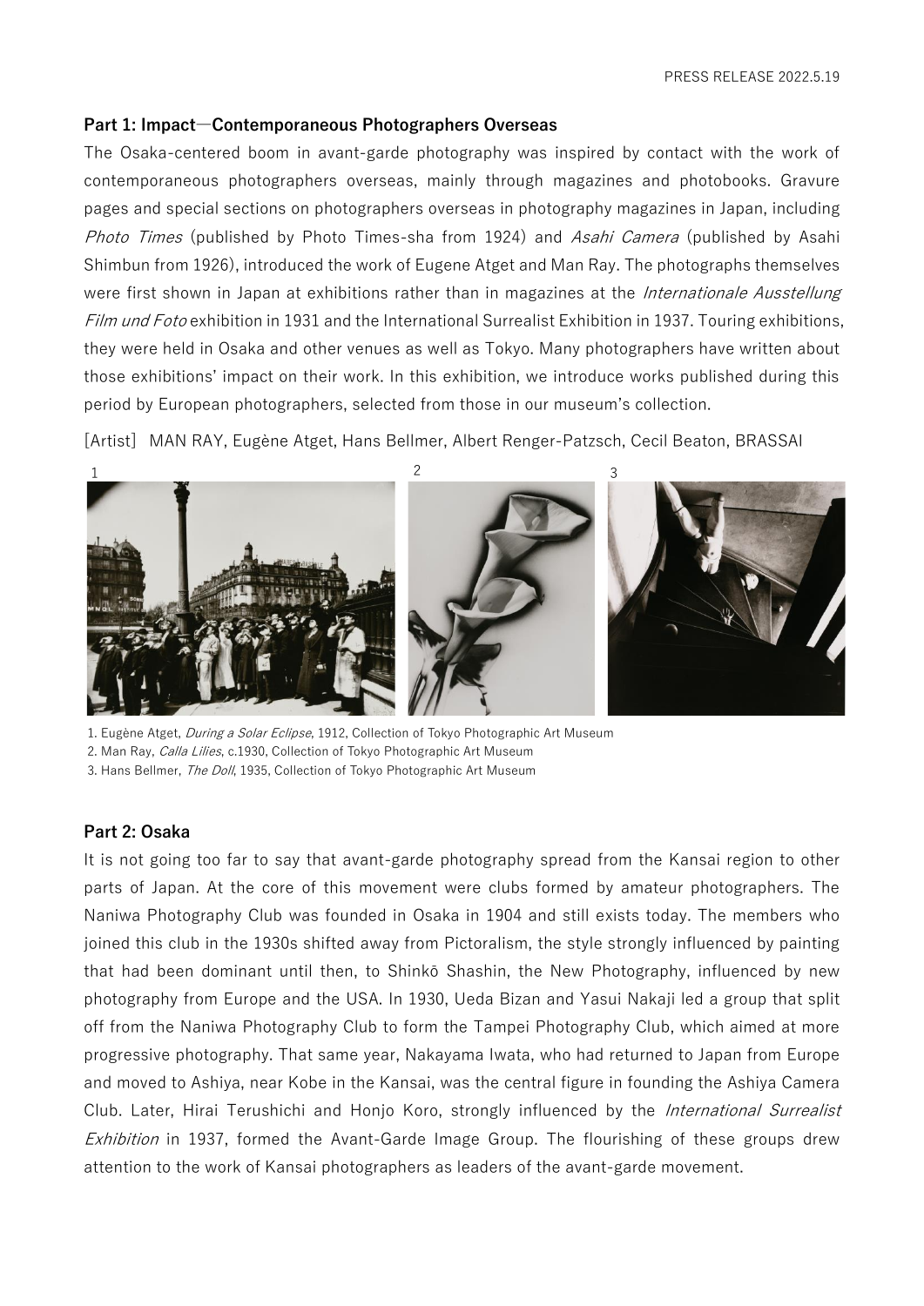## Part 1: Impact—Contemporaneous Photographers Overseas

The Osaka-centered boom in avant-garde photography was inspired by contact with the work of contemporaneous photographers overseas, mainly through magazines and photobooks. Gravure pages and special sections on photographers overseas in photography magazines in Japan, including *Photo Times* (published by Photo Times-sha from 1924) and *Asahi Camera* (published by Asahi Shimbun from 1926), introduced the work of Eugene Atget and Man Ray. The photographs themselves were first shown in Japan at exhibitions rather than in magazines at the *Internationale Ausstellung Film und Foto* exhibition in 1931 and the International Surrealist Exhibition in 1937. Touring exhibitions, they were held in Osaka and other venues as well as Tokyo. Many photographers have written about those exhibitions' impact on their work. In this exhibition, we introduce works published during this period by European photographers, selected from those in our museum's collection.

[Artist] MAN RAY, Eugène Atget, Hans Bellmer, Albert Renger-Patzsch, Cecil Beaton, BRASSAI

1. Eugène Atget, *During a Solar Eclipse*, 1912, Collection of Tokyo Photographic Art Museum
2. Man Ray, *Calla Lilies*, c.1930, Collection of Tokyo Photographic Art Museum
3. Hans Bellmer, *The Doll*, 1935, Collection of Tokyo Photographic Art Museum

## Part 2: Osaka

It is not going too far to say that avant-garde photography spread from the Kansai region to other parts of Japan. At the core of this movement were clubs formed by amateur photographers. The Naniwa Photography Club was founded in Osaka in 1904 and still exists today. The members who joined this club in the 1930s shifted away from Pictoralism, the style strongly influenced by painting that had been dominant until then, to Shinkō Shashin, the New Photography, influenced by new photography from Europe and the USA. In 1930, Ueda Bizan and Yasui Nakaji led a group that split off from the Naniwa Photography Club to form the Tampei Photography Club, which aimed at more progressive photography. That same year, Nakayama Iwata, who had returned to Japan from Europe and moved to Ashiya, near Kobe in the Kansai, was the central figure in founding the Ashiya Camera Club. Later, Hirai Terushichi and Honjo Koro, strongly influenced by the *International Surrealist Exhibition* in 1937, formed the Avant-Garde Image Group. The flourishing of these groups drew attention to the work of Kansai photographers as leaders of the avant-garde movement.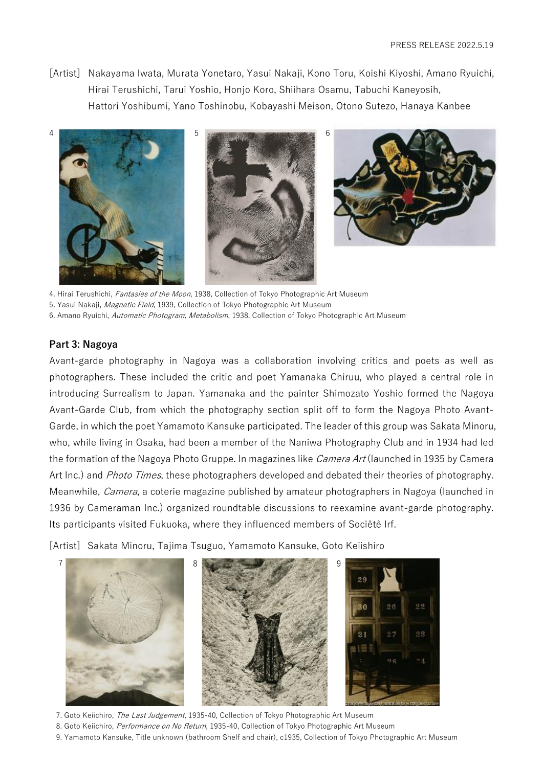[Artist] Nakayama Iwata, Murata Yonetaro, Yasui Nakaji, Kono Toru, Koishi Kiyoshi, Amano Ryuichi, Hirai Terushichi, Tarui Yoshio, Honjo Koro, Shiihara Osamu, Tabuchi Kaneyosih, Hattori Yoshibumi, Yano Toshinobu, Kobayashi Meison, Otono Sutezo, Hanaya Kanbee

4. Hirai Terushichi, *Fantasies of the Moon*, 1938, Collection of Tokyo Photographic Art Museum
5. Yasui Nakaji, *Magnetic Field*, 1939, Collection of Tokyo Photographic Art Museum
6. Amano Ryuichi, *Automatic Photogram, Metabolism*, 1938, Collection of Tokyo Photographic Art Museum

## Part 3: Nagoya

Avant-garde photography in Nagoya was a collaboration involving critics and poets as well as photographers. These included the critic and poet Yamanaka Chiruu, who played a central role in introducing Surrealism to Japan. Yamanaka and the painter Shimozato Yoshio formed the Nagoya Avant-Garde Club, from which the photography section split off to form the Nagoya Photo Avant-Garde, in which the poet Yamamoto Kansuke participated. The leader of this group was Sakata Minoru, who, while living in Osaka, had been a member of the Naniwa Photography Club and in 1934 had led the formation of the Nagoya Photo Gruppe. In magazines like *Camera Art* (launched in 1935 by Camera Art Inc.) and *Photo Times*, these photographers developed and debated their theories of photography. Meanwhile, *Camera*, a coterie magazine published by amateur photographers in Nagoya (launched in 1936 by Cameraman Inc.) organized roundtable discussions to reexamine avant-garde photography. Its participants visited Fukuoka, where they influenced members of Sociêtê Irf.

[Artist] Sakata Minoru, Tajima Tsuguo, Yamamoto Kansuke, Goto Keiishiro

7. Goto Keiichiro, *The Last Judgement*, 1935-40, Collection of Tokyo Photographic Art Museum
8. Goto Keiichiro, *Performance on No Return*, 1935-40, Collection of Tokyo Photographic Art Museum
9. Yamamoto Kansuke, Title unknown (bathroom Shelf and chair), c1935, Collection of Tokyo Photographic Art Museum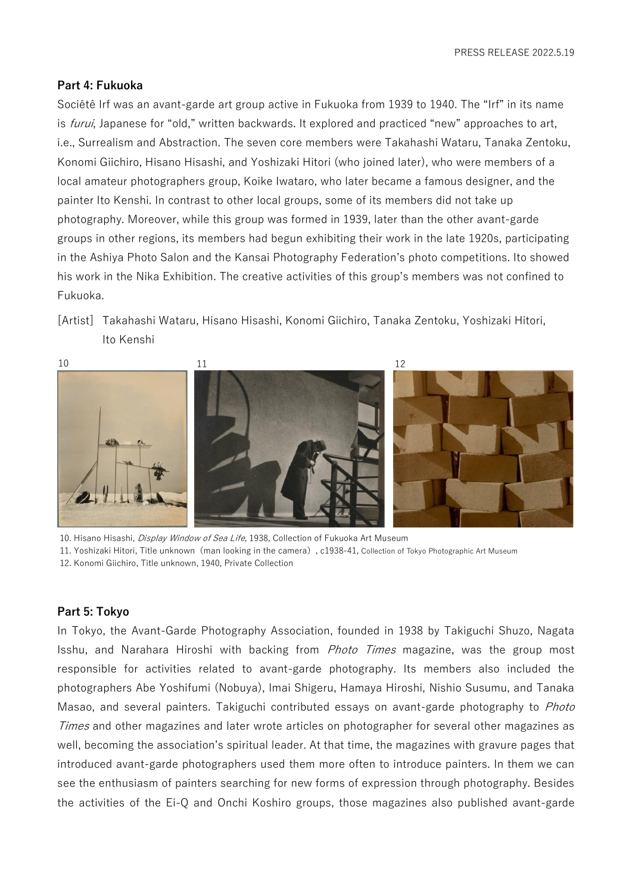## Part 4: Fukuoka

Sociêtê Irf was an avant-garde art group active in Fukuoka from 1939 to 1940. The "Irf" in its name is *furui*, Japanese for "old," written backwards. It explored and practiced "new" approaches to art, i.e., Surrealism and Abstraction. The seven core members were Takahashi Wataru, Tanaka Zentoku, Konomi Giichiro, Hisano Hisashi, and Yoshizaki Hitori (who joined later), who were members of a local amateur photographers group, Koike Iwataro, who later became a famous designer, and the painter Ito Kenshi. In contrast to other local groups, some of its members did not take up photography. Moreover, while this group was formed in 1939, later than the other avant-garde groups in other regions, its members had begun exhibiting their work in the late 1920s, participating in the Ashiya Photo Salon and the Kansai Photography Federation's photo competitions. Ito showed his work in the Nika Exhibition. The creative activities of this group's members was not confined to Fukuoka.

[Artist] Takahashi Wataru, Hisano Hisashi, Konomi Giichiro, Tanaka Zentoku, Yoshizaki Hitori, Ito Kenshi

10. Hisano Hisashi, *Display Window of Sea Life*, 1938, Collection of Fukuoka Art Museum
11. Yoshizaki Hitori, Title unknown（man looking in the camera）, c1938-41, Collection of Tokyo Photographic Art Museum
12. Konomi Giichiro, Title unknown, 1940, Private Collection

## Part 5: Tokyo

In Tokyo, the Avant-Garde Photography Association, founded in 1938 by Takiguchi Shuzo, Nagata Isshu, and Narahara Hiroshi with backing from *Photo Times* magazine, was the group most responsible for activities related to avant-garde photography. Its members also included the photographers Abe Yoshifumi (Nobuya), Imai Shigeru, Hamaya Hiroshi, Nishio Susumu, and Tanaka Masao, and several painters. Takiguchi contributed essays on avant-garde photography to *Photo Times* and other magazines and later wrote articles on photographer for several other magazines as well, becoming the association's spiritual leader. At that time, the magazines with gravure pages that introduced avant-garde photographers used them more often to introduce painters. In them we can see the enthusiasm of painters searching for new forms of expression through photography. Besides the activities of the Ei-Q and Onchi Koshiro groups, those magazines also published avant-garde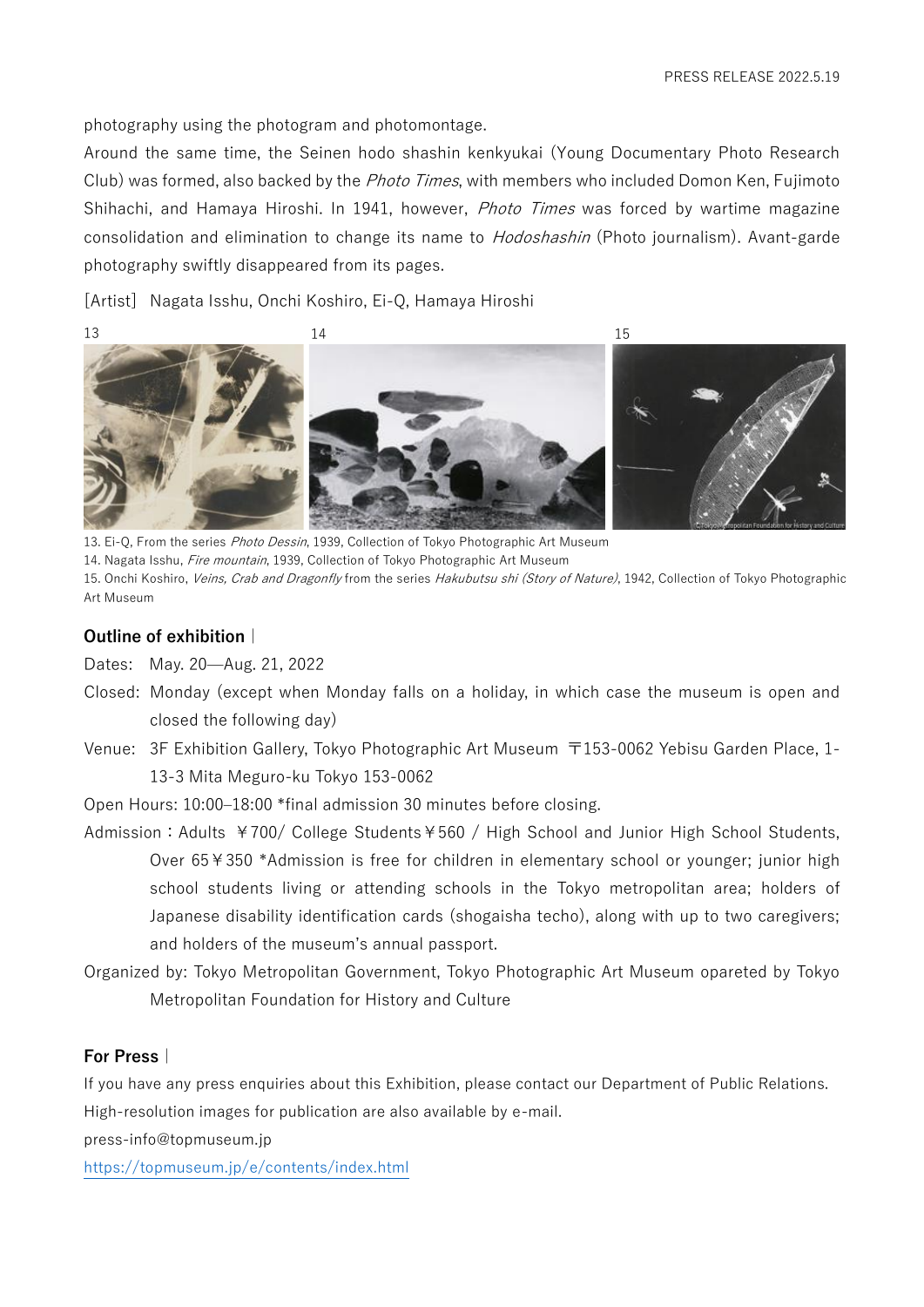photography using the photogram and photomontage.

Around the same time, the Seinen hodo shashin kenkyukai (Young Documentary Photo Research Club) was formed, also backed by the *Photo Times*, with members who included Domon Ken, Fujimoto Shihachi, and Hamaya Hiroshi. In 1941, however, *Photo Times* was forced by wartime magazine consolidation and elimination to change its name to *Hodoshashin* (Photo journalism). Avant-garde photography swiftly disappeared from its pages.

[Artist]　Nagata Isshu, Onchi Koshiro, Ei-Q, Hamaya Hiroshi

13. Ei-Q, From the series *Photo Dessin*, 1939, Collection of Tokyo Photographic Art Museum
14. Nagata Isshu, *Fire mountain*, 1939, Collection of Tokyo Photographic Art Museum
15. Onchi Koshiro, *Veins, Crab and Dragonfly* from the series *Hakubutsu shi (Story of Nature)*, 1942, Collection of Tokyo Photographic Art Museum

## Outline of exhibition｜

Dates:　May. 20—Aug. 21, 2022

Closed:　Monday (except when Monday falls on a holiday, in which case the museum is open and closed the following day)

Venue:　3F Exhibition Gallery, Tokyo Photographic Art Museum　〒153-0062 Yebisu Garden Place, 1-13-3 Mita Meguro-ku Tokyo 153-0062

Open Hours: 10:00–18:00 *final admission 30 minutes before closing.

Admission：Adults　￥700/ College Students￥560 / High School and Junior High School Students, Over 65￥350 *Admission is free for children in elementary school or younger; junior high school students living or attending schools in the Tokyo metropolitan area; holders of Japanese disability identification cards (shogaisha techo), along with up to two caregivers; and holders of the museum's annual passport.

Organized by: Tokyo Metropolitan Government, Tokyo Photographic Art Museum opareted by Tokyo Metropolitan Foundation for History and Culture

## For Press｜

If you have any press enquiries about this Exhibition, please contact our Department of Public Relations.

High-resolution images for publication are also available by e-mail.

press-info@topmuseum.jp

https://topmuseum.jp/e/contents/index.html